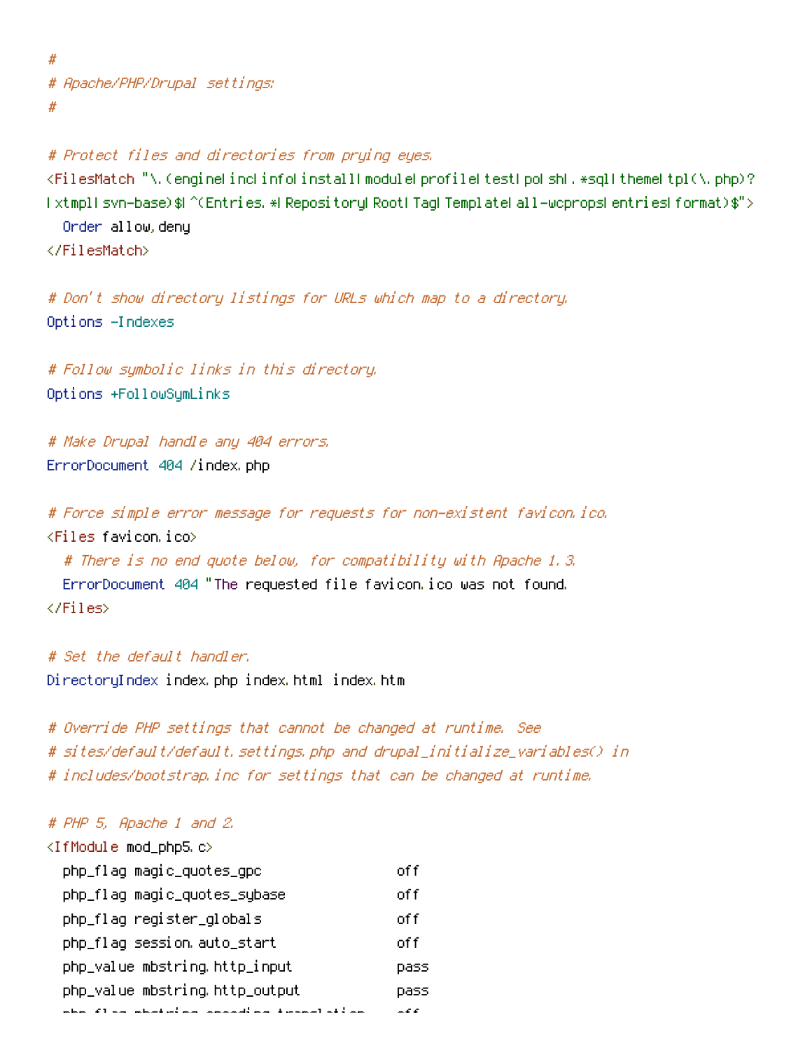```
#
# Apache/PHP/Drupal settings:
#

# Protect files and directories from prying eyes.
<FilesMatch "\.(engine|inc|info|install|module|profile|test|po|sh|.*sql|theme|tpl(\.php)?|xtmpl|svn-base)$|^(Entries.*|Repository|Root|Tag|Template|all-wcprops|entries|format)$">
  Order allow,deny
</FilesMatch>

# Don't show directory listings for URLs which map to a directory.
Options -Indexes

# Follow symbolic links in this directory.
Options +FollowSymLinks

# Make Drupal handle any 404 errors.
ErrorDocument 404 /index.php

# Force simple error message for requests for non-existent favicon.ico.
<Files favicon.ico>
  # There is no end quote below, for compatibility with Apache 1.3.
  ErrorDocument 404 "The requested file favicon.ico was not found.
</Files>

# Set the default handler.
DirectoryIndex index.php index.html index.htm

# Override PHP settings that cannot be changed at runtime. See
# sites/default/default.settings.php and drupal_initialize_variables() in
# includes/bootstrap.inc for settings that can be changed at runtime.

# PHP 5, Apache 1 and 2.
<IfModule mod_php5.c>
  php_flag magic_quotes_gpc                 off
  php_flag magic_quotes_sybase              off
  php_flag register_globals                 off
  php_flag session.auto_start               off
  php_value mbstring.http_input             pass
  php_value mbstring.http_output            pass
```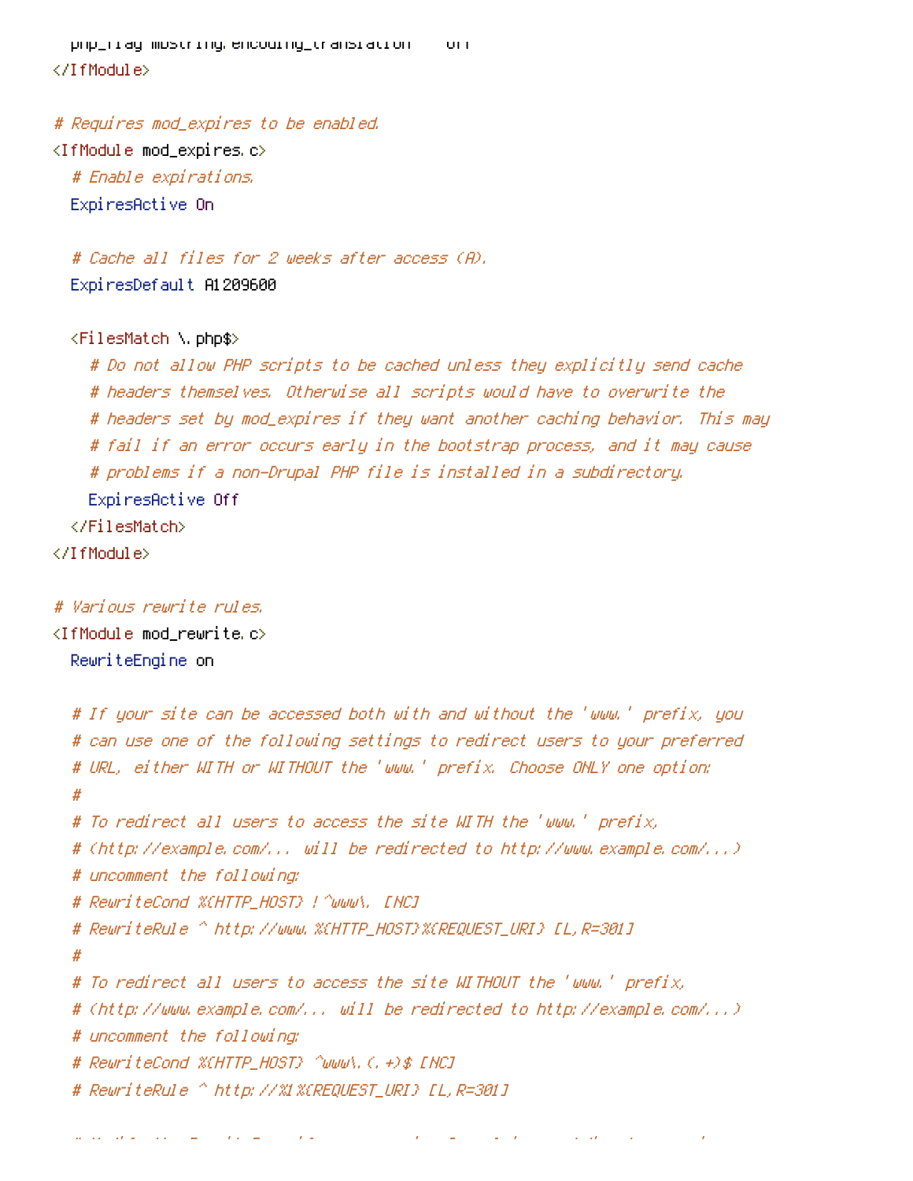```
  php_flag mbstring.encoding_translation    off
</IfModule>

# Requires mod_expires to be enabled.
<IfModule mod_expires.c>
  # Enable expirations.
  ExpiresActive On

  # Cache all files for 2 weeks after access (A).
  ExpiresDefault A1209600

  <FilesMatch \.php$>
    # Do not allow PHP scripts to be cached unless they explicitly send cache
    # headers themselves. Otherwise all scripts would have to overwrite the
    # headers set by mod_expires if they want another caching behavior. This may
    # fail if an error occurs early in the bootstrap process, and it may cause
    # problems if a non-Drupal PHP file is installed in a subdirectory.
    ExpiresActive Off
  </FilesMatch>
</IfModule>

# Various rewrite rules.
<IfModule mod_rewrite.c>
  RewriteEngine on

  # If your site can be accessed both with and without the 'www.' prefix, you
  # can use one of the following settings to redirect users to your preferred
  # URL, either WITH or WITHOUT the 'www.' prefix. Choose ONLY one option:
  #
  # To redirect all users to access the site WITH the 'www.' prefix,
  # (http://example.com/... will be redirected to http://www.example.com/...)
  # uncomment the following:
  # RewriteCond %{HTTP_HOST} !^www\. [NC]
  # RewriteRule ^ http://www.%{HTTP_HOST}%{REQUEST_URI} [L,R=301]
  #
  # To redirect all users to access the site WITHOUT the 'www.' prefix,
  # (http://www.example.com/... will be redirected to http://example.com/...)
  # uncomment the following:
  # RewriteCond %{HTTP_HOST} ^www\.(.+)$ [NC]
  # RewriteRule ^ http://%1%{REQUEST_URI} [L,R=301]
```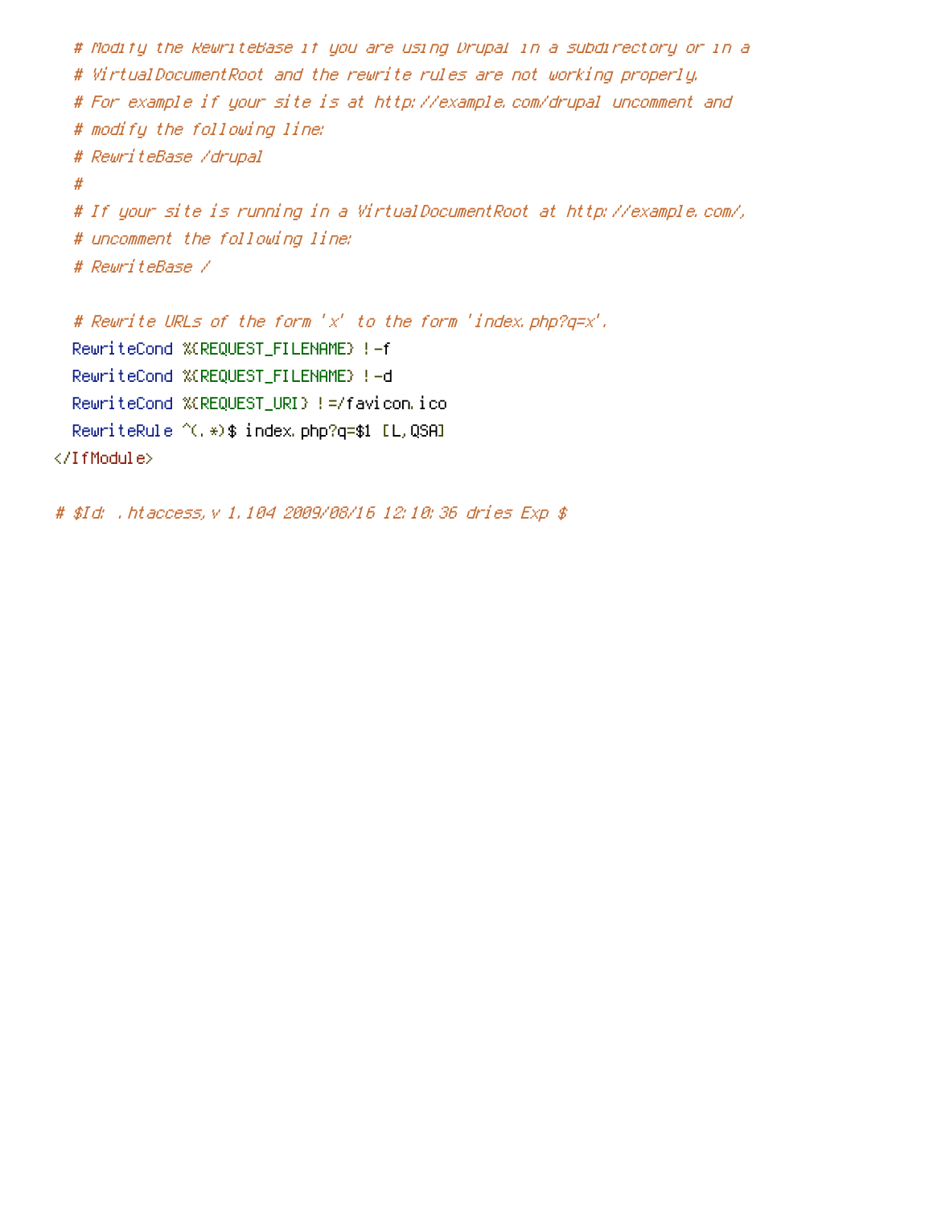```
  # Modify the RewriteBase if you are using Drupal in a subdirectory or in a
  # VirtualDocumentRoot and the rewrite rules are not working properly.
  # For example if your site is at http://example.com/drupal uncomment and
  # modify the following line:
  # RewriteBase /drupal
  #
  # If your site is running in a VirtualDocumentRoot at http://example.com/,
  # uncomment the following line:
  # RewriteBase /

  # Rewrite URLs of the form 'x' to the form 'index.php?q=x'.
  RewriteCond %{REQUEST_FILENAME} !-f
  RewriteCond %{REQUEST_FILENAME} !-d
  RewriteCond %{REQUEST_URI} !=/favicon.ico
  RewriteRule ^(.*)$ index.php?q=$1 [L,QSA]
</IfModule>

# $Id: .htaccess,v 1.104 2009/08/16 12:10:36 dries Exp $
```